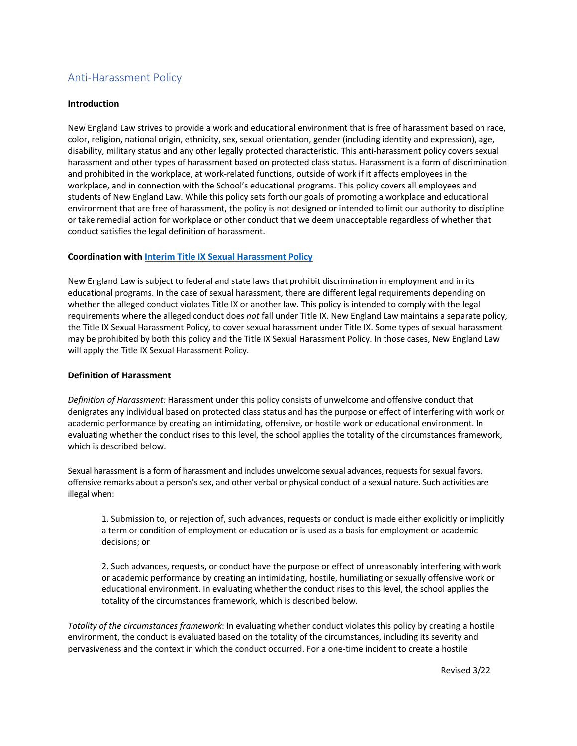# Anti-Harassment Policy

**Introduction**

New England Law strives to provide a work and educational environment that is free of harassment based on race, color, religion, national origin, ethnicity, sex, sexual orientation, gender (including identity and expression), age, disability, military status and any other legally protected characteristic. This anti-harassment policy covers sexual harassment and other types of harassment based on protected class status. Harassment is a form of discrimination and prohibited in the workplace, at work-related functions, outside of work if it affects employees in the workplace, and in connection with the School's educational programs. This policy covers all employees and students of New England Law. While this policy sets forth our goals of promoting a workplace and educational environment that are free of harassment, the policy is not designed or intended to limit our authority to discipline or take remedial action for workplace or other conduct that we deem unacceptable regardless of whether that conduct satisfies the legal definition of harassment.

**Coordination with Interim Title IX Sexual Harassment Policy**

New England Law is subject to federal and state laws that prohibit discrimination in employment and in its educational programs. In the case of sexual harassment, there are different legal requirements depending on whether the alleged conduct violates Title IX or another law. This policy is intended to comply with the legal requirements where the alleged conduct does *not* fall under Title IX. New England Law maintains a separate policy, the Title IX Sexual Harassment Policy, to cover sexual harassment under Title IX. Some types of sexual harassment may be prohibited by both this policy and the Title IX Sexual Harassment Policy. In those cases, New England Law will apply the Title IX Sexual Harassment Policy.

**Definition of Harassment**

*Definition of Harassment:* Harassment under this policy consists of unwelcome and offensive conduct that denigrates any individual based on protected class status and has the purpose or effect of interfering with work or academic performance by creating an intimidating, offensive, or hostile work or educational environment. In evaluating whether the conduct rises to this level, the school applies the totality of the circumstances framework, which is described below.

Sexual harassment is a form of harassment and includes unwelcome sexual advances, requests for sexual favors, offensive remarks about a person's sex, and other verbal or physical conduct of a sexual nature. Such activities are illegal when:

> 1. Submission to, or rejection of, such advances, requests or conduct is made either explicitly or implicitly a term or condition of employment or education or is used as a basis for employment or academic decisions; or
>
> 2. Such advances, requests, or conduct have the purpose or effect of unreasonably interfering with work or academic performance by creating an intimidating, hostile, humiliating or sexually offensive work or educational environment. In evaluating whether the conduct rises to this level, the school applies the totality of the circumstances framework, which is described below.

*Totality of the circumstances framework*: In evaluating whether conduct violates this policy by creating a hostile environment, the conduct is evaluated based on the totality of the circumstances, including its severity and pervasiveness and the context in which the conduct occurred. For a one-time incident to create a hostile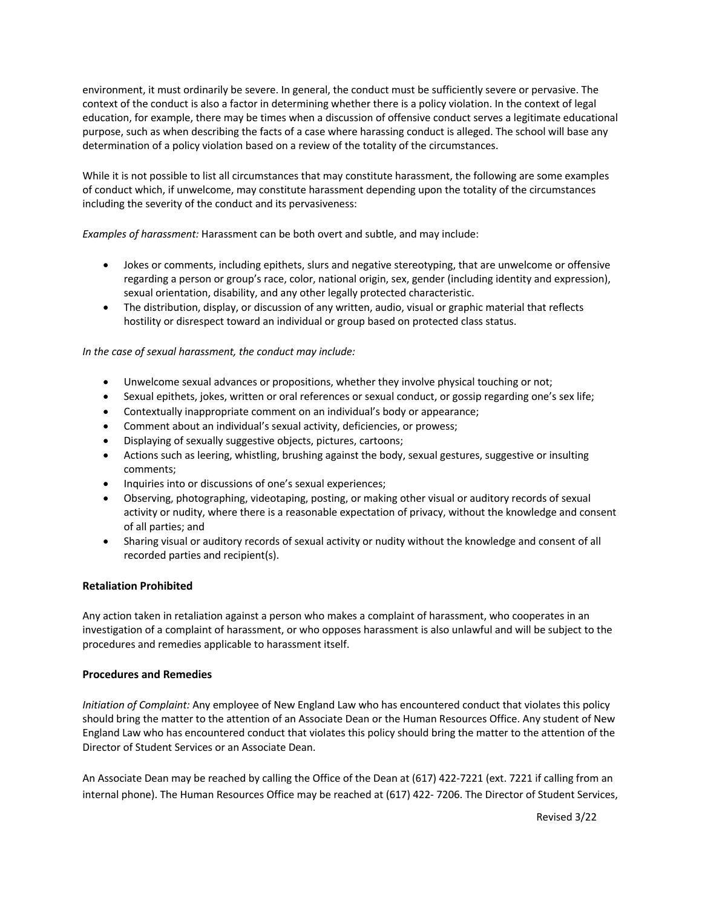environment, it must ordinarily be severe. In general, the conduct must be sufficiently severe or pervasive. The context of the conduct is also a factor in determining whether there is a policy violation. In the context of legal education, for example, there may be times when a discussion of offensive conduct serves a legitimate educational purpose, such as when describing the facts of a case where harassing conduct is alleged. The school will base any determination of a policy violation based on a review of the totality of the circumstances.

While it is not possible to list all circumstances that may constitute harassment, the following are some examples of conduct which, if unwelcome, may constitute harassment depending upon the totality of the circumstances including the severity of the conduct and its pervasiveness:

*Examples of harassment:* Harassment can be both overt and subtle, and may include:

- Jokes or comments, including epithets, slurs and negative stereotyping, that are unwelcome or offensive regarding a person or group's race, color, national origin, sex, gender (including identity and expression), sexual orientation, disability, and any other legally protected characteristic.
- The distribution, display, or discussion of any written, audio, visual or graphic material that reflects hostility or disrespect toward an individual or group based on protected class status.

*In the case of sexual harassment, the conduct may include:*

- Unwelcome sexual advances or propositions, whether they involve physical touching or not;
- Sexual epithets, jokes, written or oral references or sexual conduct, or gossip regarding one's sex life;
- Contextually inappropriate comment on an individual's body or appearance;
- Comment about an individual's sexual activity, deficiencies, or prowess;
- Displaying of sexually suggestive objects, pictures, cartoons;
- Actions such as leering, whistling, brushing against the body, sexual gestures, suggestive or insulting comments;
- Inquiries into or discussions of one's sexual experiences;
- Observing, photographing, videotaping, posting, or making other visual or auditory records of sexual activity or nudity, where there is a reasonable expectation of privacy, without the knowledge and consent of all parties; and
- Sharing visual or auditory records of sexual activity or nudity without the knowledge and consent of all recorded parties and recipient(s).

**Retaliation Prohibited**

Any action taken in retaliation against a person who makes a complaint of harassment, who cooperates in an investigation of a complaint of harassment, or who opposes harassment is also unlawful and will be subject to the procedures and remedies applicable to harassment itself.

**Procedures and Remedies**

*Initiation of Complaint:* Any employee of New England Law who has encountered conduct that violates this policy should bring the matter to the attention of an Associate Dean or the Human Resources Office. Any student of New England Law who has encountered conduct that violates this policy should bring the matter to the attention of the Director of Student Services or an Associate Dean.

An Associate Dean may be reached by calling the Office of the Dean at (617) 422-7221 (ext. 7221 if calling from an internal phone). The Human Resources Office may be reached at (617) 422- 7206. The Director of Student Services,

Revised 3/22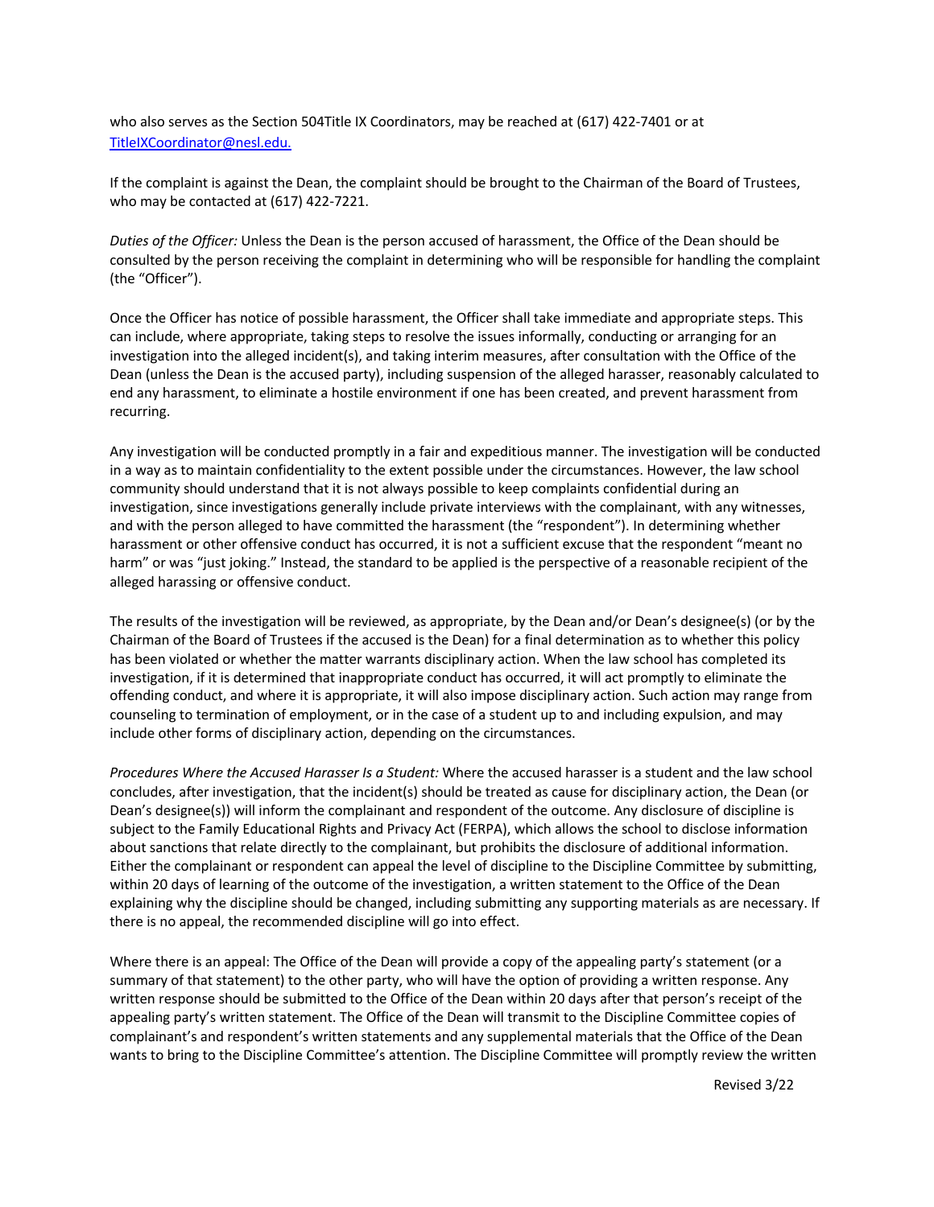who also serves as the Section 504Title IX Coordinators, may be reached at (617) 422-7401 or at [TitleIXCoordinator@nesl.edu.](mailto:TitleIXCoordinator@nesl.edu)

If the complaint is against the Dean, the complaint should be brought to the Chairman of the Board of Trustees, who may be contacted at (617) 422-7221.

*Duties of the Officer:* Unless the Dean is the person accused of harassment, the Office of the Dean should be consulted by the person receiving the complaint in determining who will be responsible for handling the complaint (the "Officer").

Once the Officer has notice of possible harassment, the Officer shall take immediate and appropriate steps. This can include, where appropriate, taking steps to resolve the issues informally, conducting or arranging for an investigation into the alleged incident(s), and taking interim measures, after consultation with the Office of the Dean (unless the Dean is the accused party), including suspension of the alleged harasser, reasonably calculated to end any harassment, to eliminate a hostile environment if one has been created, and prevent harassment from recurring.

Any investigation will be conducted promptly in a fair and expeditious manner. The investigation will be conducted in a way as to maintain confidentiality to the extent possible under the circumstances. However, the law school community should understand that it is not always possible to keep complaints confidential during an investigation, since investigations generally include private interviews with the complainant, with any witnesses, and with the person alleged to have committed the harassment (the "respondent"). In determining whether harassment or other offensive conduct has occurred, it is not a sufficient excuse that the respondent "meant no harm" or was "just joking." Instead, the standard to be applied is the perspective of a reasonable recipient of the alleged harassing or offensive conduct.

The results of the investigation will be reviewed, as appropriate, by the Dean and/or Dean's designee(s) (or by the Chairman of the Board of Trustees if the accused is the Dean) for a final determination as to whether this policy has been violated or whether the matter warrants disciplinary action. When the law school has completed its investigation, if it is determined that inappropriate conduct has occurred, it will act promptly to eliminate the offending conduct, and where it is appropriate, it will also impose disciplinary action. Such action may range from counseling to termination of employment, or in the case of a student up to and including expulsion, and may include other forms of disciplinary action, depending on the circumstances.

*Procedures Where the Accused Harasser Is a Student:* Where the accused harasser is a student and the law school concludes, after investigation, that the incident(s) should be treated as cause for disciplinary action, the Dean (or Dean's designee(s)) will inform the complainant and respondent of the outcome. Any disclosure of discipline is subject to the Family Educational Rights and Privacy Act (FERPA), which allows the school to disclose information about sanctions that relate directly to the complainant, but prohibits the disclosure of additional information. Either the complainant or respondent can appeal the level of discipline to the Discipline Committee by submitting, within 20 days of learning of the outcome of the investigation, a written statement to the Office of the Dean explaining why the discipline should be changed, including submitting any supporting materials as are necessary. If there is no appeal, the recommended discipline will go into effect.

Where there is an appeal: The Office of the Dean will provide a copy of the appealing party's statement (or a summary of that statement) to the other party, who will have the option of providing a written response. Any written response should be submitted to the Office of the Dean within 20 days after that person's receipt of the appealing party's written statement. The Office of the Dean will transmit to the Discipline Committee copies of complainant's and respondent's written statements and any supplemental materials that the Office of the Dean wants to bring to the Discipline Committee's attention. The Discipline Committee will promptly review the written

Revised 3/22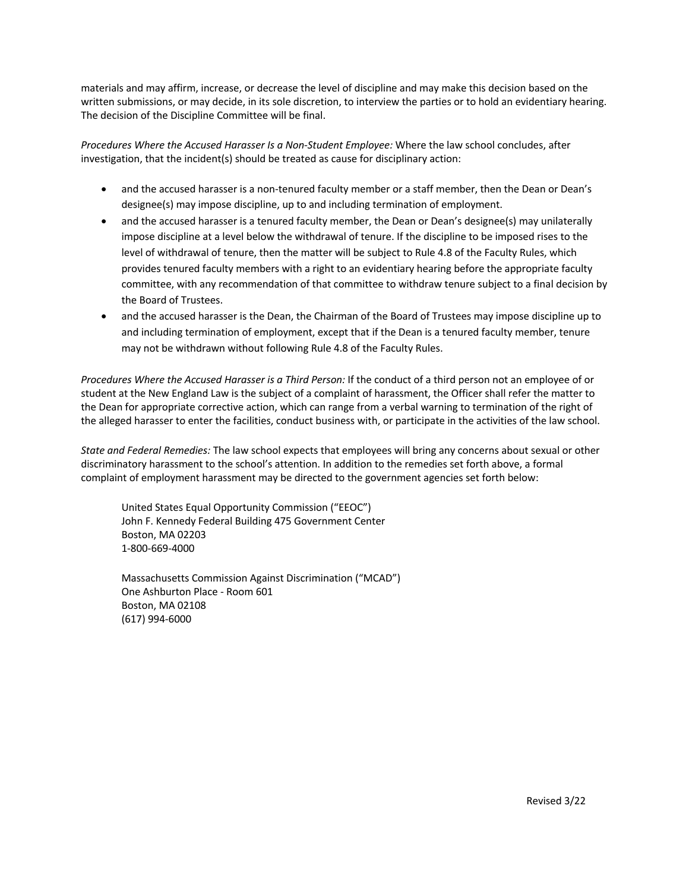materials and may affirm, increase, or decrease the level of discipline and may make this decision based on the written submissions, or may decide, in its sole discretion, to interview the parties or to hold an evidentiary hearing. The decision of the Discipline Committee will be final.

*Procedures Where the Accused Harasser Is a Non-Student Employee:* Where the law school concludes, after investigation, that the incident(s) should be treated as cause for disciplinary action:

- and the accused harasser is a non-tenured faculty member or a staff member, then the Dean or Dean's designee(s) may impose discipline, up to and including termination of employment.
- and the accused harasser is a tenured faculty member, the Dean or Dean's designee(s) may unilaterally impose discipline at a level below the withdrawal of tenure. If the discipline to be imposed rises to the level of withdrawal of tenure, then the matter will be subject to Rule 4.8 of the Faculty Rules, which provides tenured faculty members with a right to an evidentiary hearing before the appropriate faculty committee, with any recommendation of that committee to withdraw tenure subject to a final decision by the Board of Trustees.
- and the accused harasser is the Dean, the Chairman of the Board of Trustees may impose discipline up to and including termination of employment, except that if the Dean is a tenured faculty member, tenure may not be withdrawn without following Rule 4.8 of the Faculty Rules.

*Procedures Where the Accused Harasser is a Third Person:* If the conduct of a third person not an employee of or student at the New England Law is the subject of a complaint of harassment, the Officer shall refer the matter to the Dean for appropriate corrective action, which can range from a verbal warning to termination of the right of the alleged harasser to enter the facilities, conduct business with, or participate in the activities of the law school.

*State and Federal Remedies:* The law school expects that employees will bring any concerns about sexual or other discriminatory harassment to the school's attention. In addition to the remedies set forth above, a formal complaint of employment harassment may be directed to the government agencies set forth below:

United States Equal Opportunity Commission ("EEOC")
John F. Kennedy Federal Building 475 Government Center
Boston, MA 02203
1-800-669-4000

Massachusetts Commission Against Discrimination ("MCAD")
One Ashburton Place - Room 601
Boston, MA 02108
(617) 994-6000

Revised 3/22